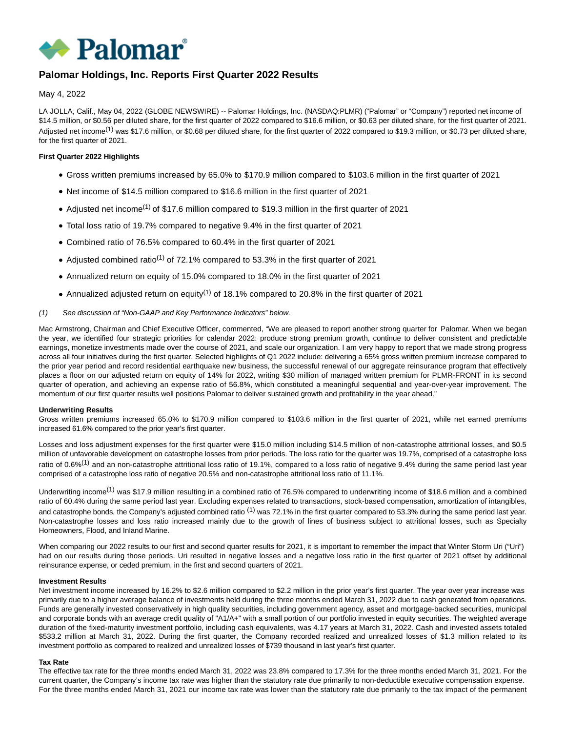# Palomar Holdings, Inc. Reports First Quarter 2022 Results

May 4, 2022

LA JOLLA, Calif., May 04, 2022 (GLOBE NEWSWIRE) -- Palomar Holdings, Inc. (NASDAQ:PLMR) ("Palomar" or "Company") reported net income of $14.5 million, or $0.56 per diluted share, for the first quarter of 2022 compared to $16.6 million, or $0.63 per diluted share, for the first quarter of 2021. Adjusted net income(1) was $17.6 million, or $0.68 per diluted share, for the first quarter of 2022 compared to $19.3 million, or $0.73 per diluted share, for the first quarter of 2021.

**First Quarter 2022 Highlights**

- Gross written premiums increased by 65.0% to $170.9 million compared to $103.6 million in the first quarter of 2021
- Net income of $14.5 million compared to $16.6 million in the first quarter of 2021
- Adjusted net income(1) of $17.6 million compared to $19.3 million in the first quarter of 2021
- Total loss ratio of 19.7% compared to negative 9.4% in the first quarter of 2021
- Combined ratio of 76.5% compared to 60.4% in the first quarter of 2021
- Adjusted combined ratio(1) of 72.1% compared to 53.3% in the first quarter of 2021
- Annualized return on equity of 15.0% compared to 18.0% in the first quarter of 2021
- Annualized adjusted return on equity(1) of 18.1% compared to 20.8% in the first quarter of 2021

*(1) See discussion of "Non-GAAP and Key Performance Indicators" below.*

Mac Armstrong, Chairman and Chief Executive Officer, commented, "We are pleased to report another strong quarter for Palomar. When we began the year, we identified four strategic priorities for calendar 2022: produce strong premium growth, continue to deliver consistent and predictable earnings, monetize investments made over the course of 2021, and scale our organization. I am very happy to report that we made strong progress across all four initiatives during the first quarter. Selected highlights of Q1 2022 include: delivering a 65% gross written premium increase compared to the prior year period and record residential earthquake new business, the successful renewal of our aggregate reinsurance program that effectively places a floor on our adjusted return on equity of 14% for 2022, writing $30 million of managed written premium for PLMR-FRONT in its second quarter of operation, and achieving an expense ratio of 56.8%, which constituted a meaningful sequential and year-over-year improvement. The momentum of our first quarter results well positions Palomar to deliver sustained growth and profitability in the year ahead."

**Underwriting Results**

Gross written premiums increased 65.0% to $170.9 million compared to $103.6 million in the first quarter of 2021, while net earned premiums increased 61.6% compared to the prior year's first quarter.

Losses and loss adjustment expenses for the first quarter were $15.0 million including $14.5 million of non-catastrophe attritional losses, and $0.5 million of unfavorable development on catastrophe losses from prior periods. The loss ratio for the quarter was 19.7%, comprised of a catastrophe loss ratio of 0.6%(1) and an non-catastrophe attritional loss ratio of 19.1%, compared to a loss ratio of negative 9.4% during the same period last year comprised of a catastrophe loss ratio of negative 20.5% and non-catastrophe attritional loss ratio of 11.1%.

Underwriting income(1) was $17.9 million resulting in a combined ratio of 76.5% compared to underwriting income of $18.6 million and a combined ratio of 60.4% during the same period last year. Excluding expenses related to transactions, stock-based compensation, amortization of intangibles, and catastrophe bonds, the Company's adjusted combined ratio (1) was 72.1% in the first quarter compared to 53.3% during the same period last year. Non-catastrophe losses and loss ratio increased mainly due to the growth of lines of business subject to attritional losses, such as Specialty Homeowners, Flood, and Inland Marine.

When comparing our 2022 results to our first and second quarter results for 2021, it is important to remember the impact that Winter Storm Uri ("Uri") had on our results during those periods. Uri resulted in negative losses and a negative loss ratio in the first quarter of 2021 offset by additional reinsurance expense, or ceded premium, in the first and second quarters of 2021.

**Investment Results**

Net investment income increased by 16.2% to $2.6 million compared to $2.2 million in the prior year's first quarter. The year over year increase was primarily due to a higher average balance of investments held during the three months ended March 31, 2022 due to cash generated from operations. Funds are generally invested conservatively in high quality securities, including government agency, asset and mortgage-backed securities, municipal and corporate bonds with an average credit quality of "A1/A+" with a small portion of our portfolio invested in equity securities. The weighted average duration of the fixed-maturity investment portfolio, including cash equivalents, was 4.17 years at March 31, 2022. Cash and invested assets totaled $533.2 million at March 31, 2022. During the first quarter, the Company recorded realized and unrealized losses of $1.3 million related to its investment portfolio as compared to realized and unrealized losses of $739 thousand in last year's first quarter.

**Tax Rate**

The effective tax rate for the three months ended March 31, 2022 was 23.8% compared to 17.3% for the three months ended March 31, 2021. For the current quarter, the Company's income tax rate was higher than the statutory rate due primarily to non-deductible executive compensation expense. For the three months ended March 31, 2021 our income tax rate was lower than the statutory rate due primarily to the tax impact of the permanent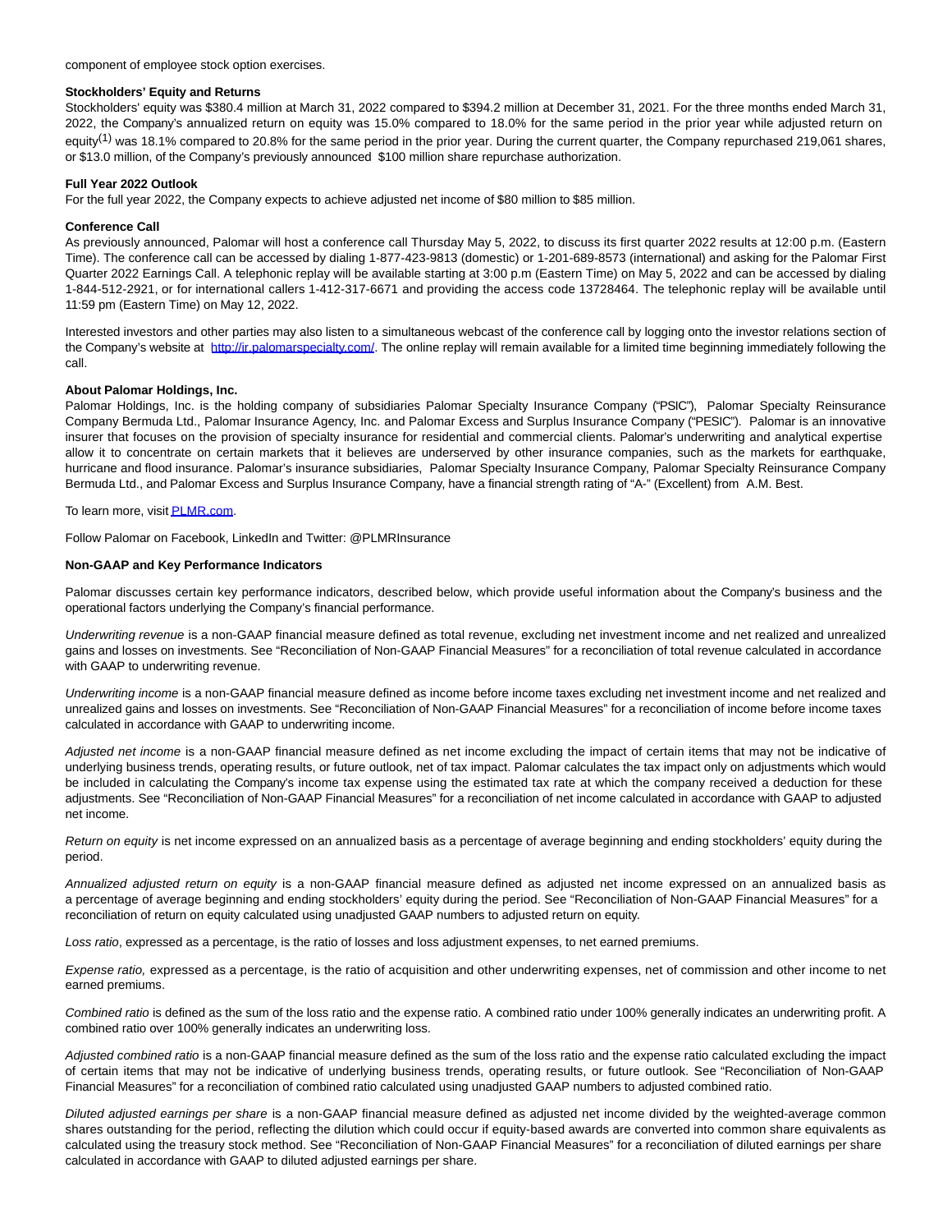component of employee stock option exercises.

**Stockholders' Equity and Returns**

Stockholders' equity was $380.4 million at March 31, 2022 compared to $394.2 million at December 31, 2021. For the three months ended March 31, 2022, the Company's annualized return on equity was 15.0% compared to 18.0% for the same period in the prior year while adjusted return on equity[(1)] was 18.1% compared to 20.8% for the same period in the prior year. During the current quarter, the Company repurchased 219,061 shares, or $13.0 million, of the Company's previously announced $100 million share repurchase authorization.

**Full Year 2022 Outlook**

For the full year 2022, the Company expects to achieve adjusted net income of $80 million to $85 million.

**Conference Call**

As previously announced, Palomar will host a conference call Thursday May 5, 2022, to discuss its first quarter 2022 results at 12:00 p.m. (Eastern Time). The conference call can be accessed by dialing 1-877-423-9813 (domestic) or 1-201-689-8573 (international) and asking for the Palomar First Quarter 2022 Earnings Call. A telephonic replay will be available starting at 3:00 p.m (Eastern Time) on May 5, 2022 and can be accessed by dialing 1-844-512-2921, or for international callers 1-412-317-6671 and providing the access code 13728464. The telephonic replay will be available until 11:59 pm (Eastern Time) on May 12, 2022.

Interested investors and other parties may also listen to a simultaneous webcast of the conference call by logging onto the investor relations section of the Company's website at http://ir.palomarspecialty.com/. The online replay will remain available for a limited time beginning immediately following the call.

**About Palomar Holdings, Inc.**

Palomar Holdings, Inc. is the holding company of subsidiaries Palomar Specialty Insurance Company ("PSIC"), Palomar Specialty Reinsurance Company Bermuda Ltd., Palomar Insurance Agency, Inc. and Palomar Excess and Surplus Insurance Company ("PESIC"). Palomar is an innovative insurer that focuses on the provision of specialty insurance for residential and commercial clients. Palomar's underwriting and analytical expertise allow it to concentrate on certain markets that it believes are underserved by other insurance companies, such as the markets for earthquake, hurricane and flood insurance. Palomar's insurance subsidiaries, Palomar Specialty Insurance Company, Palomar Specialty Reinsurance Company Bermuda Ltd., and Palomar Excess and Surplus Insurance Company, have a financial strength rating of "A-" (Excellent) from A.M. Best.

To learn more, visit PLMR.com.

Follow Palomar on Facebook, LinkedIn and Twitter: @PLMRInsurance

**Non-GAAP and Key Performance Indicators**

Palomar discusses certain key performance indicators, described below, which provide useful information about the Company's business and the operational factors underlying the Company's financial performance.

*Underwriting revenue* is a non-GAAP financial measure defined as total revenue, excluding net investment income and net realized and unrealized gains and losses on investments. See "Reconciliation of Non-GAAP Financial Measures" for a reconciliation of total revenue calculated in accordance with GAAP to underwriting revenue.

*Underwriting income* is a non-GAAP financial measure defined as income before income taxes excluding net investment income and net realized and unrealized gains and losses on investments. See "Reconciliation of Non-GAAP Financial Measures" for a reconciliation of income before income taxes calculated in accordance with GAAP to underwriting income.

*Adjusted net income* is a non-GAAP financial measure defined as net income excluding the impact of certain items that may not be indicative of underlying business trends, operating results, or future outlook, net of tax impact. Palomar calculates the tax impact only on adjustments which would be included in calculating the Company's income tax expense using the estimated tax rate at which the company received a deduction for these adjustments. See "Reconciliation of Non-GAAP Financial Measures" for a reconciliation of net income calculated in accordance with GAAP to adjusted net income.

*Return on equity* is net income expressed on an annualized basis as a percentage of average beginning and ending stockholders' equity during the period.

*Annualized adjusted return on equity* is a non-GAAP financial measure defined as adjusted net income expressed on an annualized basis as a percentage of average beginning and ending stockholders' equity during the period. See "Reconciliation of Non-GAAP Financial Measures" for a reconciliation of return on equity calculated using unadjusted GAAP numbers to adjusted return on equity.

*Loss ratio*, expressed as a percentage, is the ratio of losses and loss adjustment expenses, to net earned premiums.

*Expense ratio,* expressed as a percentage, is the ratio of acquisition and other underwriting expenses, net of commission and other income to net earned premiums.

*Combined ratio* is defined as the sum of the loss ratio and the expense ratio. A combined ratio under 100% generally indicates an underwriting profit. A combined ratio over 100% generally indicates an underwriting loss.

*Adjusted combined ratio* is a non-GAAP financial measure defined as the sum of the loss ratio and the expense ratio calculated excluding the impact of certain items that may not be indicative of underlying business trends, operating results, or future outlook. See "Reconciliation of Non-GAAP Financial Measures" for a reconciliation of combined ratio calculated using unadjusted GAAP numbers to adjusted combined ratio.

*Diluted adjusted earnings per share* is a non-GAAP financial measure defined as adjusted net income divided by the weighted-average common shares outstanding for the period, reflecting the dilution which could occur if equity-based awards are converted into common share equivalents as calculated using the treasury stock method. See "Reconciliation of Non-GAAP Financial Measures" for a reconciliation of diluted earnings per share calculated in accordance with GAAP to diluted adjusted earnings per share.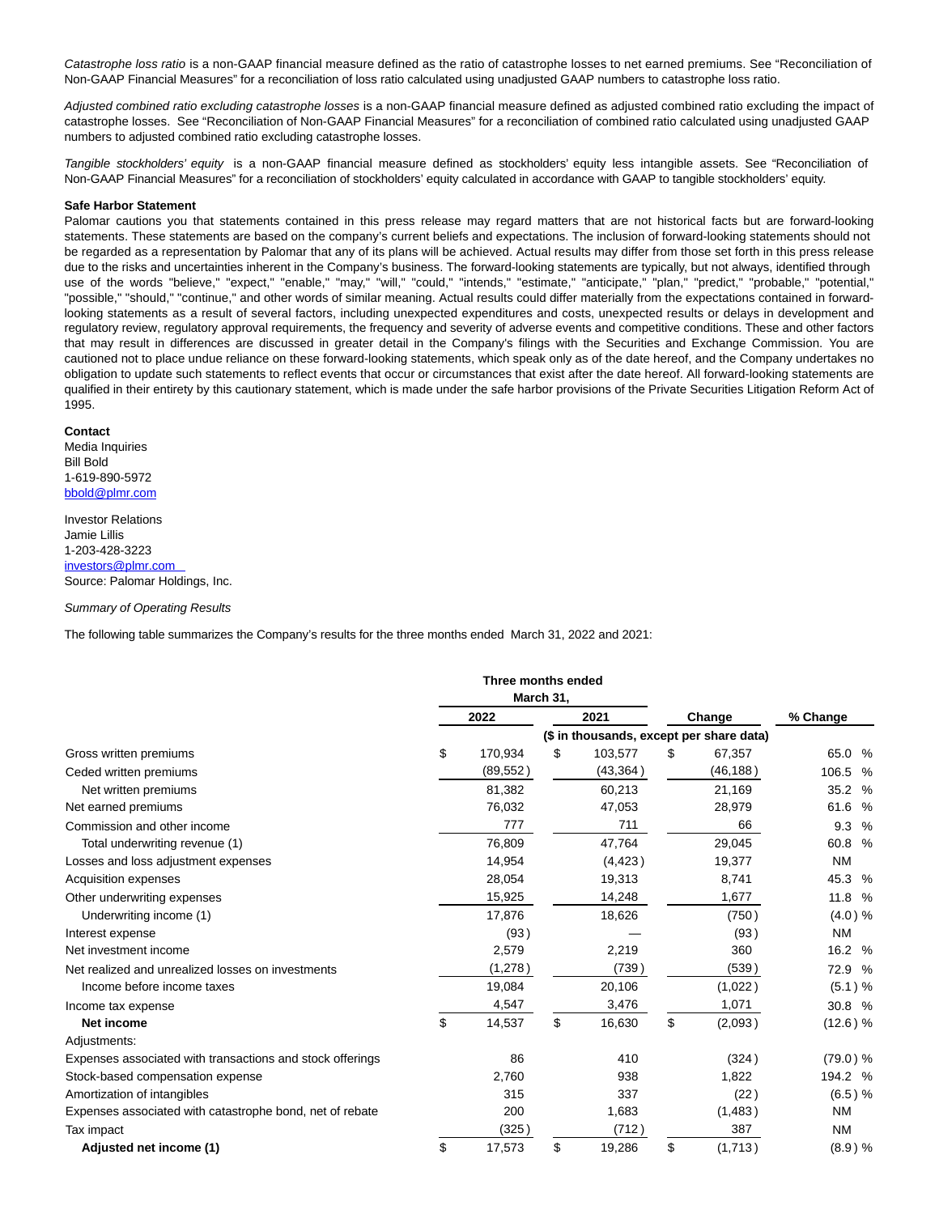*Catastrophe loss ratio* is a non-GAAP financial measure defined as the ratio of catastrophe losses to net earned premiums. See "Reconciliation of Non-GAAP Financial Measures" for a reconciliation of loss ratio calculated using unadjusted GAAP numbers to catastrophe loss ratio.

*Adjusted combined ratio excluding catastrophe losses* is a non-GAAP financial measure defined as adjusted combined ratio excluding the impact of catastrophe losses. See "Reconciliation of Non-GAAP Financial Measures" for a reconciliation of combined ratio calculated using unadjusted GAAP numbers to adjusted combined ratio excluding catastrophe losses.

*Tangible stockholders' equity* is a non-GAAP financial measure defined as stockholders' equity less intangible assets. See "Reconciliation of Non-GAAP Financial Measures" for a reconciliation of stockholders' equity calculated in accordance with GAAP to tangible stockholders' equity.

**Safe Harbor Statement**

Palomar cautions you that statements contained in this press release may regard matters that are not historical facts but are forward-looking statements. These statements are based on the company's current beliefs and expectations. The inclusion of forward-looking statements should not be regarded as a representation by Palomar that any of its plans will be achieved. Actual results may differ from those set forth in this press release due to the risks and uncertainties inherent in the Company's business. The forward-looking statements are typically, but not always, identified through use of the words "believe," "expect," "enable," "may," "will," "could," "intends," "estimate," "anticipate," "plan," "predict," "probable," "potential," "possible," "should," "continue," and other words of similar meaning. Actual results could differ materially from the expectations contained in forward-looking statements as a result of several factors, including unexpected expenditures and costs, unexpected results or delays in development and regulatory review, regulatory approval requirements, the frequency and severity of adverse events and competitive conditions. These and other factors that may result in differences are discussed in greater detail in the Company's filings with the Securities and Exchange Commission. You are cautioned not to place undue reliance on these forward-looking statements, which speak only as of the date hereof, and the Company undertakes no obligation to update such statements to reflect events that occur or circumstances that exist after the date hereof. All forward-looking statements are qualified in their entirety by this cautionary statement, which is made under the safe harbor provisions of the Private Securities Litigation Reform Act of 1995.

**Contact**

Media Inquiries
Bill Bold
1-619-890-5972
bbold@plmr.com

Investor Relations
Jamie Lillis
1-203-428-3223
investors@plmr.com
Source: Palomar Holdings, Inc.

*Summary of Operating Results*

The following table summarizes the Company's results for the three months ended March 31, 2022 and 2021:

| | Three months ended March 31, 2022 | Three months ended March 31, 2021 | Change | % Change |
|---|---|---|---|---|
| | ($ in thousands, except per share data) | | | |
| Gross written premiums | $ 170,934 | $ 103,577 | $ 67,357 | 65.0 % |
| Ceded written premiums | (89,552) | (43,364) | (46,188) | 106.5 % |
| Net written premiums | 81,382 | 60,213 | 21,169 | 35.2 % |
| Net earned premiums | 76,032 | 47,053 | 28,979 | 61.6 % |
| Commission and other income | 777 | 711 | 66 | 9.3 % |
| Total underwriting revenue (1) | 76,809 | 47,764 | 29,045 | 60.8 % |
| Losses and loss adjustment expenses | 14,954 | (4,423) | 19,377 | NM |
| Acquisition expenses | 28,054 | 19,313 | 8,741 | 45.3 % |
| Other underwriting expenses | 15,925 | 14,248 | 1,677 | 11.8 % |
| Underwriting income (1) | 17,876 | 18,626 | (750) | (4.0) % |
| Interest expense | (93) | — | (93) | NM |
| Net investment income | 2,579 | 2,219 | 360 | 16.2 % |
| Net realized and unrealized losses on investments | (1,278) | (739) | (539) | 72.9 % |
| Income before income taxes | 19,084 | 20,106 | (1,022) | (5.1) % |
| Income tax expense | 4,547 | 3,476 | 1,071 | 30.8 % |
| **Net income** | $ 14,537 | $ 16,630 | $ (2,093) | (12.6) % |
| Adjustments: | | | | |
| Expenses associated with transactions and stock offerings | 86 | 410 | (324) | (79.0) % |
| Stock-based compensation expense | 2,760 | 938 | 1,822 | 194.2 % |
| Amortization of intangibles | 315 | 337 | (22) | (6.5) % |
| Expenses associated with catastrophe bond, net of rebate | 200 | 1,683 | (1,483) | NM |
| Tax impact | (325) | (712) | 387 | NM |
| **Adjusted net income (1)** | $ 17,573 | $ 19,286 | $ (1,713) | (8.9) % |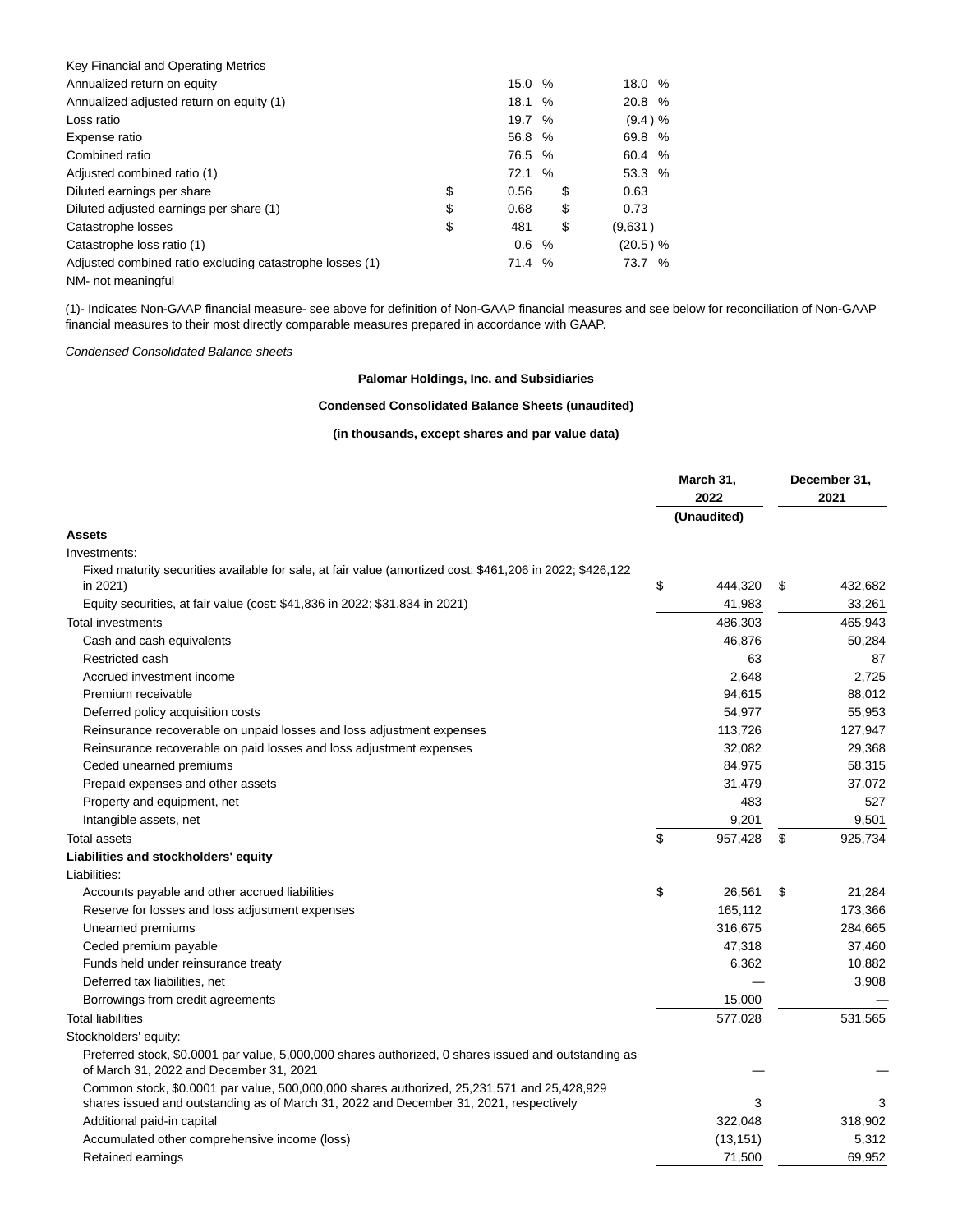| Key Financial and Operating Metrics | | |
|---|---|---|
| Annualized return on equity | 15.0 % | 18.0 % |
| Annualized adjusted return on equity (1) | 18.1 % | 20.8 % |
| Loss ratio | 19.7 % | (9.4 ) % |
| Expense ratio | 56.8 % | 69.8 % |
| Combined ratio | 76.5 % | 60.4 % |
| Adjusted combined ratio (1) | 72.1 % | 53.3 % |
| Diluted earnings per share | $ 0.56 | $ 0.63 |
| Diluted adjusted earnings per share (1) | $ 0.68 | $ 0.73 |
| Catastrophe losses | $ 481 | $ (9,631 ) |
| Catastrophe loss ratio (1) | 0.6 % | (20.5 ) % |
| Adjusted combined ratio excluding catastrophe losses (1) | 71.4 % | 73.7 % |

NM- not meaningful

(1)- Indicates Non-GAAP financial measure- see above for definition of Non-GAAP financial measures and see below for reconciliation of Non-GAAP financial measures to their most directly comparable measures prepared in accordance with GAAP.

*Condensed Consolidated Balance sheets*

**Palomar Holdings, Inc. and Subsidiaries**

**Condensed Consolidated Balance Sheets (unaudited)**

**(in thousands, except shares and par value data)**

| | March 31, 2022 (Unaudited) | December 31, 2021 |
|---|---|---|
| **Assets** | | |
| Investments: | | |
| Fixed maturity securities available for sale, at fair value (amortized cost: $461,206 in 2022; $426,122 in 2021) | $ 444,320 | $ 432,682 |
| Equity securities, at fair value (cost: $41,836 in 2022; $31,834 in 2021) | 41,983 | 33,261 |
| Total investments | 486,303 | 465,943 |
| Cash and cash equivalents | 46,876 | 50,284 |
| Restricted cash | 63 | 87 |
| Accrued investment income | 2,648 | 2,725 |
| Premium receivable | 94,615 | 88,012 |
| Deferred policy acquisition costs | 54,977 | 55,953 |
| Reinsurance recoverable on unpaid losses and loss adjustment expenses | 113,726 | 127,947 |
| Reinsurance recoverable on paid losses and loss adjustment expenses | 32,082 | 29,368 |
| Ceded unearned premiums | 84,975 | 58,315 |
| Prepaid expenses and other assets | 31,479 | 37,072 |
| Property and equipment, net | 483 | 527 |
| Intangible assets, net | 9,201 | 9,501 |
| Total assets | $ 957,428 | $ 925,734 |
| **Liabilities and stockholders' equity** | | |
| Liabilities: | | |
| Accounts payable and other accrued liabilities | $ 26,561 | $ 21,284 |
| Reserve for losses and loss adjustment expenses | 165,112 | 173,366 |
| Unearned premiums | 316,675 | 284,665 |
| Ceded premium payable | 47,318 | 37,460 |
| Funds held under reinsurance treaty | 6,362 | 10,882 |
| Deferred tax liabilities, net | — | 3,908 |
| Borrowings from credit agreements | 15,000 | — |
| Total liabilities | 577,028 | 531,565 |
| Stockholders' equity: | | |
| Preferred stock, $0.0001 par value, 5,000,000 shares authorized, 0 shares issued and outstanding as of March 31, 2022 and December 31, 2021 | — | — |
| Common stock, $0.0001 par value, 500,000,000 shares authorized, 25,231,571 and 25,428,929 shares issued and outstanding as of March 31, 2022 and December 31, 2021, respectively | 3 | 3 |
| Additional paid-in capital | 322,048 | 318,902 |
| Accumulated other comprehensive income (loss) | (13,151) | 5,312 |
| Retained earnings | 71,500 | 69,952 |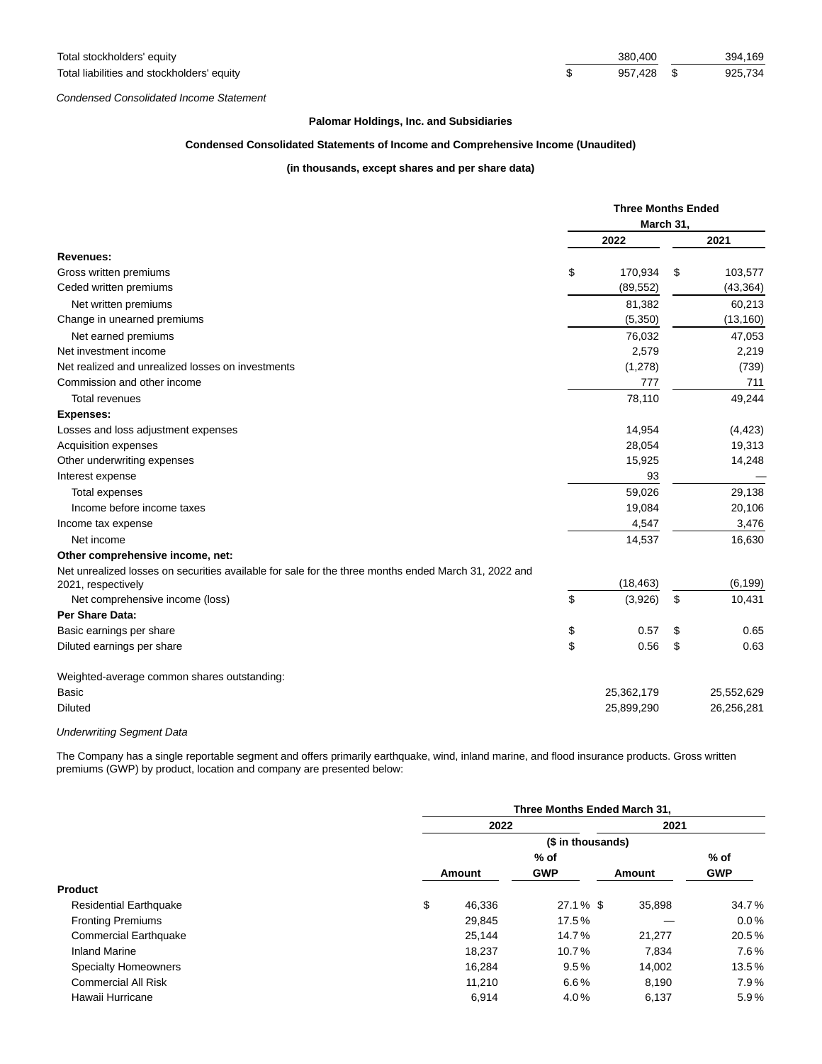| | | |
|---|---|---|
| Total stockholders' equity | 380,400 | 394,169 |
| Total liabilities and stockholders' equity | $ 957,428 | $ 925,734 |

*Condensed Consolidated Income Statement*

**Palomar Holdings, Inc. and Subsidiaries**

**Condensed Consolidated Statements of Income and Comprehensive Income (Unaudited)**

**(in thousands, except shares and per share data)**

| | Three Months Ended March 31, | |
|---|---|---|
| | 2022 | 2021 |
| **Revenues:** | | |
| Gross written premiums | $ 170,934 | $ 103,577 |
| Ceded written premiums | (89,552) | (43,364) |
| Net written premiums | 81,382 | 60,213 |
| Change in unearned premiums | (5,350) | (13,160) |
| Net earned premiums | 76,032 | 47,053 |
| Net investment income | 2,579 | 2,219 |
| Net realized and unrealized losses on investments | (1,278) | (739) |
| Commission and other income | 777 | 711 |
| Total revenues | 78,110 | 49,244 |
| **Expenses:** | | |
| Losses and loss adjustment expenses | 14,954 | (4,423) |
| Acquisition expenses | 28,054 | 19,313 |
| Other underwriting expenses | 15,925 | 14,248 |
| Interest expense | 93 | — |
| Total expenses | 59,026 | 29,138 |
| Income before income taxes | 19,084 | 20,106 |
| Income tax expense | 4,547 | 3,476 |
| Net income | 14,537 | 16,630 |
| **Other comprehensive income, net:** | | |
| Net unrealized losses on securities available for sale for the three months ended March 31, 2022 and 2021, respectively | (18,463) | (6,199) |
| Net comprehensive income (loss) | $ (3,926) | $ 10,431 |
| **Per Share Data:** | | |
| Basic earnings per share | $ 0.57 | $ 0.65 |
| Diluted earnings per share | $ 0.56 | $ 0.63 |
| | | |
| Weighted-average common shares outstanding: | | |
| Basic | 25,362,179 | 25,552,629 |
| Diluted | 25,899,290 | 26,256,281 |

*Underwriting Segment Data*

The Company has a single reportable segment and offers primarily earthquake, wind, inland marine, and flood insurance products. Gross written premiums (GWP) by product, location and company are presented below:

| | Three Months Ended March 31, | | | |
|---|---|---|---|---|
| | 2022 | | 2021 | |
| | ($ in thousands) | | | |
| | Amount | % of GWP | Amount | % of GWP |
| **Product** | | | | |
| Residential Earthquake | $ 46,336 | 27.1 % | $ 35,898 | 34.7 % |
| Fronting Premiums | 29,845 | 17.5 % | — | 0.0 % |
| Commercial Earthquake | 25,144 | 14.7 % | 21,277 | 20.5 % |
| Inland Marine | 18,237 | 10.7 % | 7,834 | 7.6 % |
| Specialty Homeowners | 16,284 | 9.5 % | 14,002 | 13.5 % |
| Commercial All Risk | 11,210 | 6.6 % | 8,190 | 7.9 % |
| Hawaii Hurricane | 6,914 | 4.0 % | 6,137 | 5.9 % |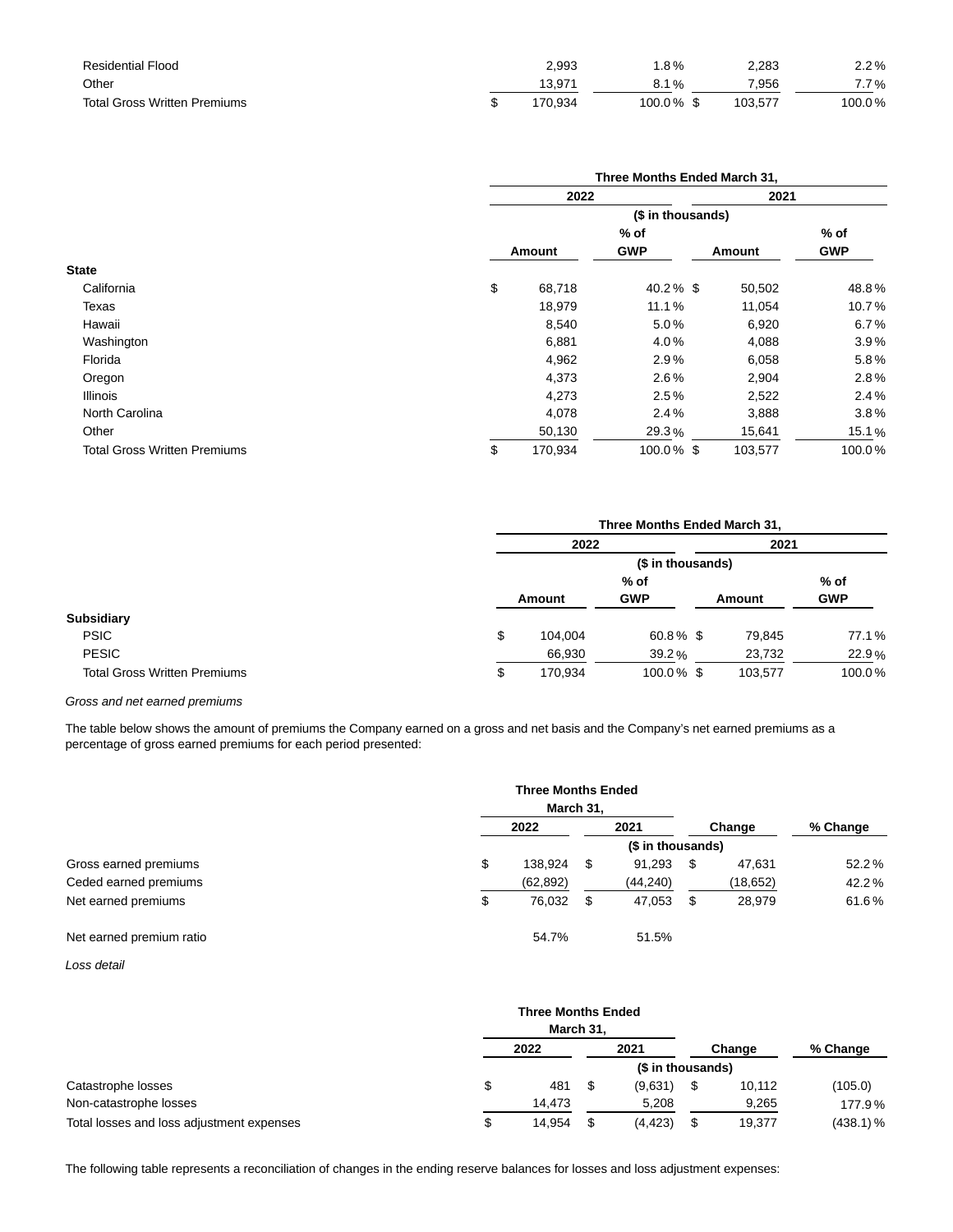| | Amount | % of GWP | Amount | % of GWP |
|---|---|---|---|---|
| Residential Flood | 2,993 | 1.8% | 2,283 | 2.2% |
| Other | 13,971 | 8.1% | 7,956 | 7.7% |
| Total Gross Written Premiums | $ 170,934 | 100.0% | $ 103,577 | 100.0% |

| | Three Months Ended March 31, | | | |
|---|---|---|---|---|
| | 2022 | | 2021 | |
| | ($ in thousands) | | | |
| | Amount | % of GWP | Amount | % of GWP |
| **State** | | | | |
| California | $ 68,718 | 40.2% | $ 50,502 | 48.8% |
| Texas | 18,979 | 11.1% | 11,054 | 10.7% |
| Hawaii | 8,540 | 5.0% | 6,920 | 6.7% |
| Washington | 6,881 | 4.0% | 4,088 | 3.9% |
| Florida | 4,962 | 2.9% | 6,058 | 5.8% |
| Oregon | 4,373 | 2.6% | 2,904 | 2.8% |
| Illinois | 4,273 | 2.5% | 2,522 | 2.4% |
| North Carolina | 4,078 | 2.4% | 3,888 | 3.8% |
| Other | 50,130 | 29.3% | 15,641 | 15.1% |
| Total Gross Written Premiums | $ 170,934 | 100.0% | $ 103,577 | 100.0% |

| | Three Months Ended March 31, | | | |
|---|---|---|---|---|
| | 2022 | | 2021 | |
| | ($ in thousands) | | | |
| | Amount | % of GWP | Amount | % of GWP |
| **Subsidiary** | | | | |
| PSIC | $ 104,004 | 60.8% | $ 79,845 | 77.1% |
| PESIC | 66,930 | 39.2% | 23,732 | 22.9% |
| Total Gross Written Premiums | $ 170,934 | 100.0% | $ 103,577 | 100.0% |

*Gross and net earned premiums*

The table below shows the amount of premiums the Company earned on a gross and net basis and the Company's net earned premiums as a percentage of gross earned premiums for each period presented:

| | Three Months Ended March 31, | | | |
|---|---|---|---|---|
| | 2022 | 2021 | Change | % Change |
| | ($ in thousands) | | | |
| Gross earned premiums | $ 138,924 | $ 91,293 | $ 47,631 | 52.2% |
| Ceded earned premiums | (62,892) | (44,240) | (18,652) | 42.2% |
| Net earned premiums | $ 76,032 | $ 47,053 | $ 28,979 | 61.6% |
| Net earned premium ratio | 54.7% | 51.5% | | |

*Loss detail*

| | Three Months Ended March 31, | | | |
|---|---|---|---|---|
| | 2022 | 2021 | Change | % Change |
| | ($ in thousands) | | | |
| Catastrophe losses | $ 481 | $ (9,631) | $ 10,112 | (105.0) |
| Non-catastrophe losses | 14,473 | 5,208 | 9,265 | 177.9% |
| Total losses and loss adjustment expenses | $ 14,954 | $ (4,423) | $ 19,377 | (438.1)% |

The following table represents a reconciliation of changes in the ending reserve balances for losses and loss adjustment expenses: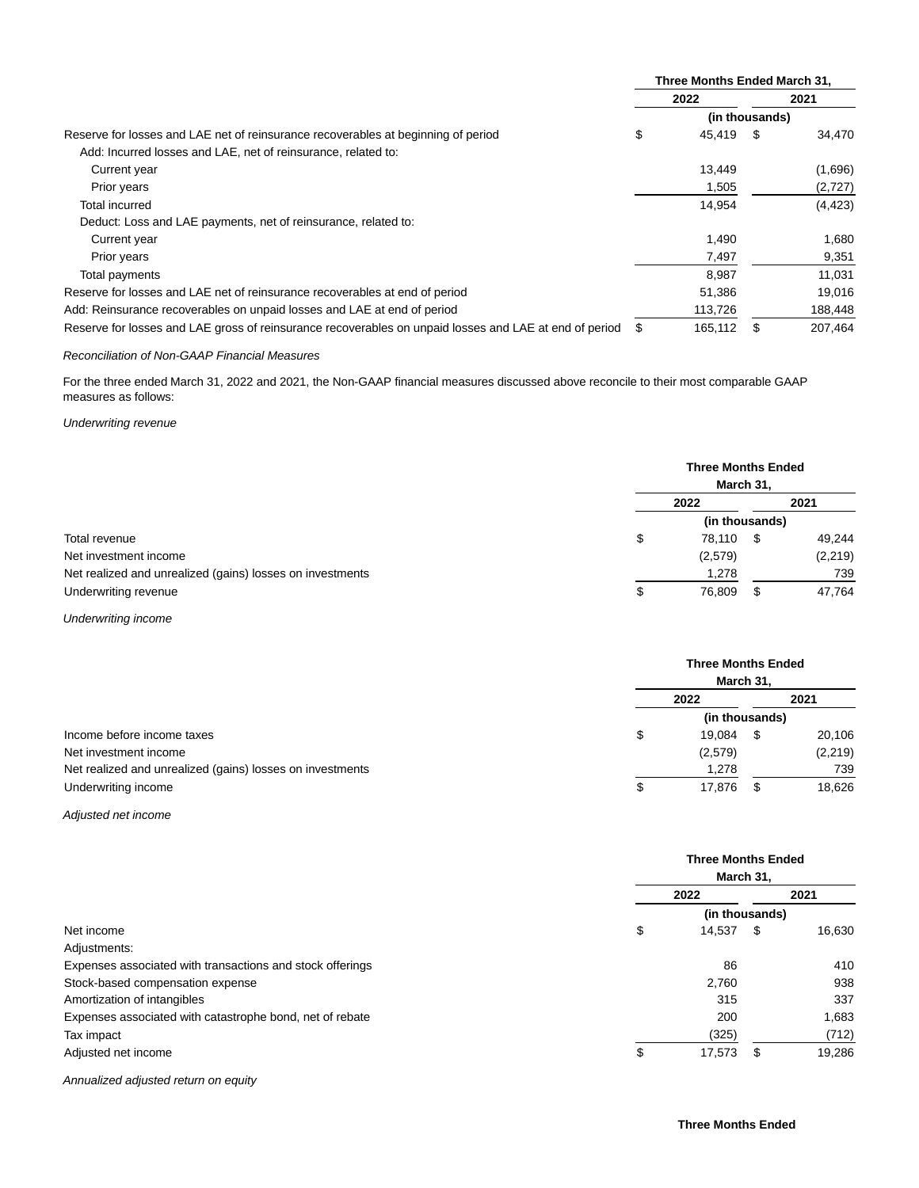| | Three Months Ended March 31, | |
|---|---|---|
| | 2022 | 2021 |
| | (in thousands) | |
| Reserve for losses and LAE net of reinsurance recoverables at beginning of period | $ 45,419 | $ 34,470 |
| Add: Incurred losses and LAE, net of reinsurance, related to: | | |
| Current year | 13,449 | (1,696) |
| Prior years | 1,505 | (2,727) |
| Total incurred | 14,954 | (4,423) |
| Deduct: Loss and LAE payments, net of reinsurance, related to: | | |
| Current year | 1,490 | 1,680 |
| Prior years | 7,497 | 9,351 |
| Total payments | 8,987 | 11,031 |
| Reserve for losses and LAE net of reinsurance recoverables at end of period | 51,386 | 19,016 |
| Add: Reinsurance recoverables on unpaid losses and LAE at end of period | 113,726 | 188,448 |
| Reserve for losses and LAE gross of reinsurance recoverables on unpaid losses and LAE at end of period | $ 165,112 | $ 207,464 |

*Reconciliation of Non-GAAP Financial Measures*

For the three ended March 31, 2022 and 2021, the Non-GAAP financial measures discussed above reconcile to their most comparable GAAP measures as follows:

*Underwriting revenue*

| | Three Months Ended March 31, | |
|---|---|---|
| | 2022 | 2021 |
| | (in thousands) | |
| Total revenue | $ 78,110 | $ 49,244 |
| Net investment income | (2,579) | (2,219) |
| Net realized and unrealized (gains) losses on investments | 1,278 | 739 |
| Underwriting revenue | $ 76,809 | $ 47,764 |

*Underwriting income*

| | Three Months Ended March 31, | |
|---|---|---|
| | 2022 | 2021 |
| | (in thousands) | |
| Income before income taxes | $ 19,084 | $ 20,106 |
| Net investment income | (2,579) | (2,219) |
| Net realized and unrealized (gains) losses on investments | 1,278 | 739 |
| Underwriting income | $ 17,876 | $ 18,626 |

*Adjusted net income*

| | Three Months Ended March 31, | |
|---|---|---|
| | 2022 | 2021 |
| | (in thousands) | |
| Net income | $ 14,537 | $ 16,630 |
| Adjustments: | | |
| Expenses associated with transactions and stock offerings | 86 | 410 |
| Stock-based compensation expense | 2,760 | 938 |
| Amortization of intangibles | 315 | 337 |
| Expenses associated with catastrophe bond, net of rebate | 200 | 1,683 |
| Tax impact | (325) | (712) |
| Adjusted net income | $ 17,573 | $ 19,286 |

*Annualized adjusted return on equity*

**Three Months Ended**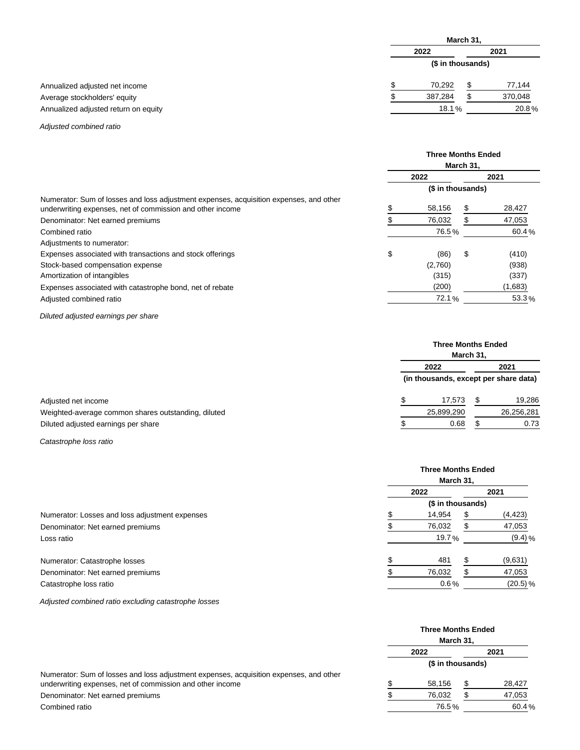| | March 31, | |
|---|---|---|
| | 2022 | 2021 |
| | ($ in thousands) | |
| Annualized adjusted net income | $ 70,292 | $ 77,144 |
| Average stockholders' equity | $ 387,284 | $ 370,048 |
| Annualized adjusted return on equity | 18.1 % | 20.8 % |

*Adjusted combined ratio*

| | Three Months Ended March 31, | |
|---|---|---|
| | 2022 | 2021 |
| | ($ in thousands) | |
| Numerator: Sum of losses and loss adjustment expenses, acquisition expenses, and other underwriting expenses, net of commission and other income | $ 58,156 | $ 28,427 |
| Denominator: Net earned premiums | $ 76,032 | $ 47,053 |
| Combined ratio | 76.5 % | 60.4 % |
| Adjustments to numerator: | | |
| Expenses associated with transactions and stock offerings | $ (86) | $ (410) |
| Stock-based compensation expense | (2,760) | (938) |
| Amortization of intangibles | (315) | (337) |
| Expenses associated with catastrophe bond, net of rebate | (200) | (1,683) |
| Adjusted combined ratio | 72.1 % | 53.3 % |

*Diluted adjusted earnings per share*

| | Three Months Ended March 31, | |
|---|---|---|
| | 2022 | 2021 |
| | (in thousands, except per share data) | |
| Adjusted net income | $ 17,573 | $ 19,286 |
| Weighted-average common shares outstanding, diluted | 25,899,290 | 26,256,281 |
| Diluted adjusted earnings per share | $ 0.68 | $ 0.73 |

*Catastrophe loss ratio*

| | Three Months Ended March 31, | |
|---|---|---|
| | 2022 | 2021 |
| | ($ in thousands) | |
| Numerator: Losses and loss adjustment expenses | $ 14,954 | $ (4,423) |
| Denominator: Net earned premiums | $ 76,032 | $ 47,053 |
| Loss ratio | 19.7 % | (9.4) % |
| | | |
| Numerator: Catastrophe losses | $ 481 | $ (9,631) |
| Denominator: Net earned premiums | $ 76,032 | $ 47,053 |
| Catastrophe loss ratio | 0.6 % | (20.5) % |

*Adjusted combined ratio excluding catastrophe losses*

| | Three Months Ended March 31, | |
|---|---|---|
| | 2022 | 2021 |
| | ($ in thousands) | |
| Numerator: Sum of losses and loss adjustment expenses, acquisition expenses, and other underwriting expenses, net of commission and other income | $ 58,156 | $ 28,427 |
| Denominator: Net earned premiums | $ 76,032 | $ 47,053 |
| Combined ratio | 76.5 % | 60.4 % |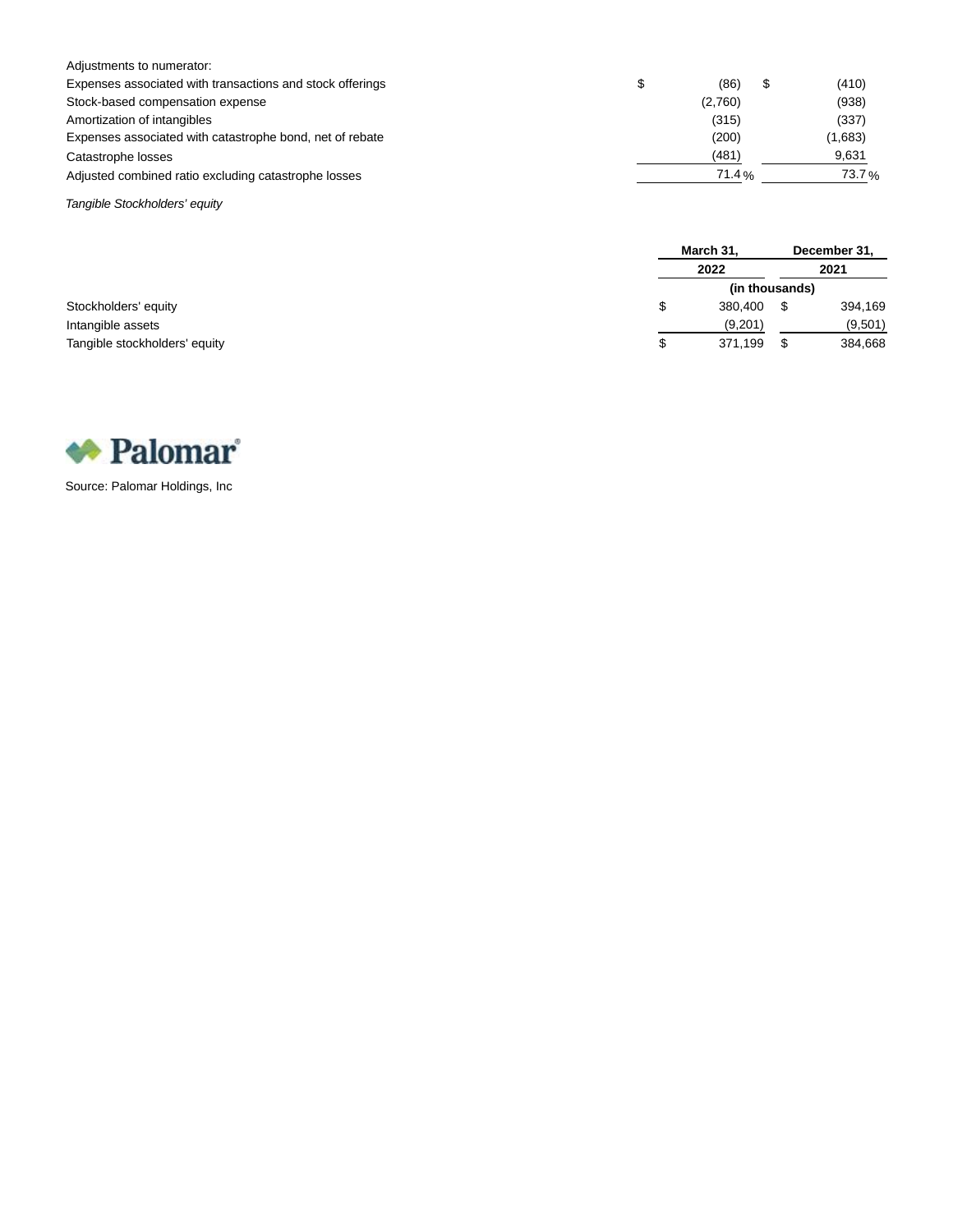| | | |
|---|---|---|
| Adjustments to numerator: | | |
| Expenses associated with transactions and stock offerings | $ (86) | $ (410) |
| Stock-based compensation expense | (2,760) | (938) |
| Amortization of intangibles | (315) | (337) |
| Expenses associated with catastrophe bond, net of rebate | (200) | (1,683) |
| Catastrophe losses | (481) | 9,631 |
| Adjusted combined ratio excluding catastrophe losses | 71.4 % | 73.7 % |

*Tangible Stockholders' equity*

| | March 31, 2022 | December 31, 2021 |
|---|---|---|
| | (in thousands) | |
| Stockholders' equity | $ 380,400 | $ 394,169 |
| Intangible assets | (9,201) | (9,501) |
| Tangible stockholders' equity | $ 371,199 | $ 384,668 |

Palomar®

Source: Palomar Holdings, Inc